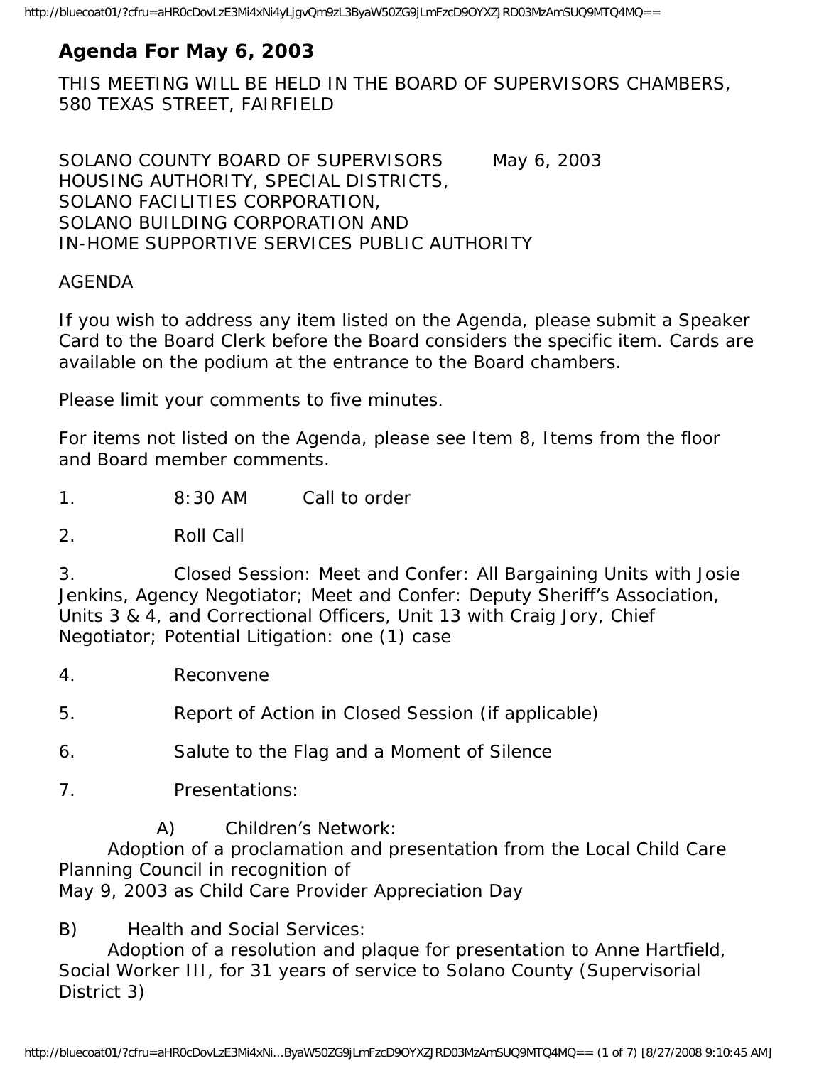# Agenda For May 6, 2003

THIS MEETING WILL BE HELD IN THE BOARD OF SUPERVISORS CHAMBERS, 580 TEXAS STREET, FAIRFIELD

SOLANO COUNTY BOARD OF SUPERVISORS May 6, 2003
HOUSING AUTHORITY, SPECIAL DISTRICTS,
SOLANO FACILITIES CORPORATION,
SOLANO BUILDING CORPORATION AND
IN-HOME SUPPORTIVE SERVICES PUBLIC AUTHORITY

AGENDA

If you wish to address any item listed on the Agenda, please submit a Speaker Card to the Board Clerk before the Board considers the specific item. Cards are available on the podium at the entrance to the Board chambers.

Please limit your comments to five minutes.

For items not listed on the Agenda, please see Item 8, Items from the floor and Board member comments.

1. 8:30 AM Call to order

2. Roll Call

3. Closed Session: Meet and Confer: All Bargaining Units with Josie Jenkins, Agency Negotiator; Meet and Confer: Deputy Sheriff's Association, Units 3 & 4, and Correctional Officers, Unit 13 with Craig Jory, Chief Negotiator; Potential Litigation: one (1) case

4. Reconvene

5. Report of Action in Closed Session (if applicable)

6. Salute to the Flag and a Moment of Silence

7. Presentations:

A) Children's Network:
Adoption of a proclamation and presentation from the Local Child Care Planning Council in recognition of
May 9, 2003 as Child Care Provider Appreciation Day

B) Health and Social Services:
Adoption of a resolution and plaque for presentation to Anne Hartfield, Social Worker III, for 31 years of service to Solano County (Supervisorial District 3)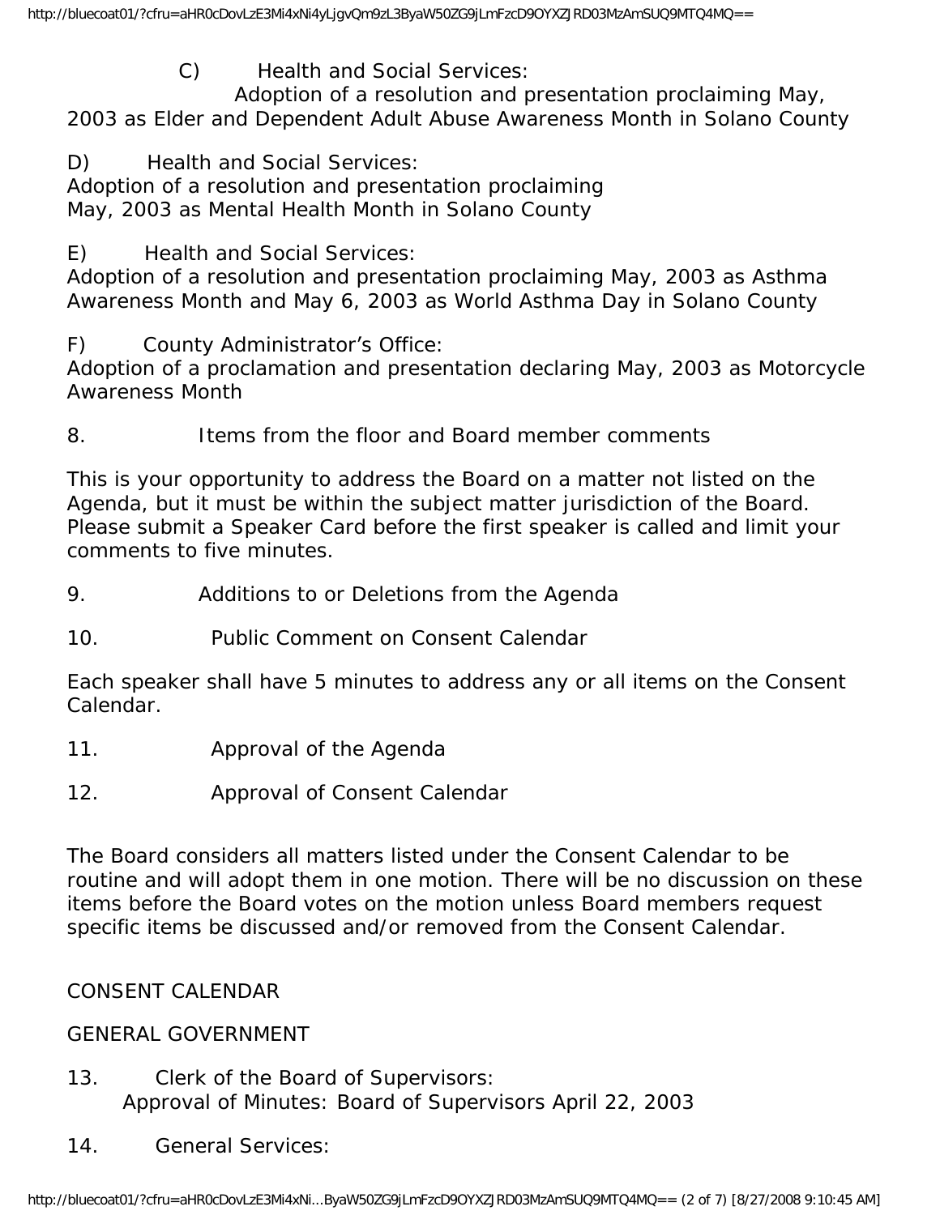C) Health and Social Services:
Adoption of a resolution and presentation proclaiming May, 2003 as Elder and Dependent Adult Abuse Awareness Month in Solano County

D) Health and Social Services:
Adoption of a resolution and presentation proclaiming May, 2003 as Mental Health Month in Solano County

E) Health and Social Services:
Adoption of a resolution and presentation proclaiming May, 2003 as Asthma Awareness Month and May 6, 2003 as World Asthma Day in Solano County

F) County Administrator's Office:
Adoption of a proclamation and presentation declaring May, 2003 as Motorcycle Awareness Month

8. Items from the floor and Board member comments

This is your opportunity to address the Board on a matter not listed on the Agenda, but it must be within the subject matter jurisdiction of the Board. Please submit a Speaker Card before the first speaker is called and limit your comments to five minutes.

9. Additions to or Deletions from the Agenda

10. Public Comment on Consent Calendar

Each speaker shall have 5 minutes to address any or all items on the Consent Calendar.

11. Approval of the Agenda

12. Approval of Consent Calendar

The Board considers all matters listed under the Consent Calendar to be routine and will adopt them in one motion. There will be no discussion on these items before the Board votes on the motion unless Board members request specific items be discussed and/or removed from the Consent Calendar.

CONSENT CALENDAR

GENERAL GOVERNMENT

13. Clerk of the Board of Supervisors:
Approval of Minutes: Board of Supervisors April 22, 2003

14. General Services: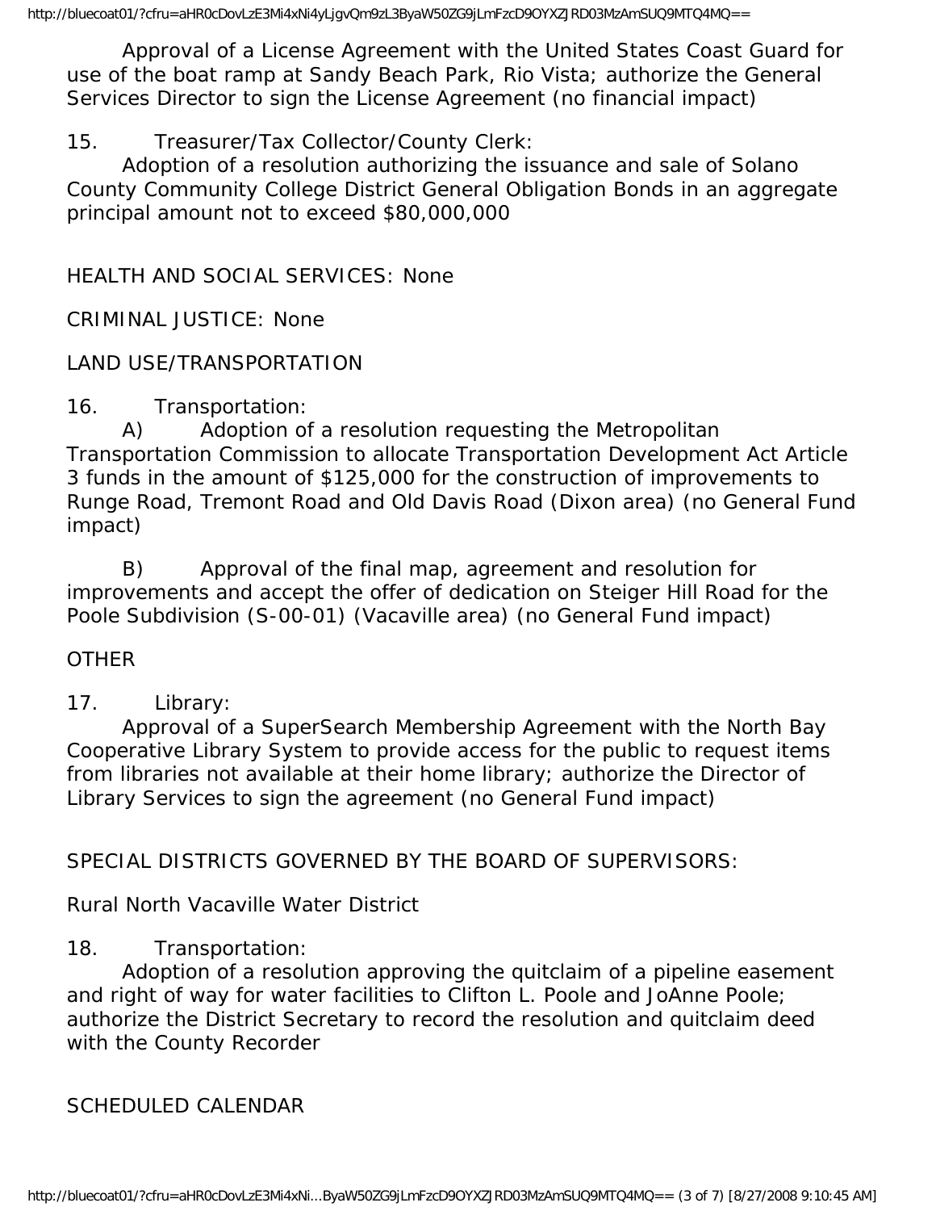Approval of a License Agreement with the United States Coast Guard for use of the boat ramp at Sandy Beach Park, Rio Vista; authorize the General Services Director to sign the License Agreement (no financial impact)

15. Treasurer/Tax Collector/County Clerk:
Adoption of a resolution authorizing the issuance and sale of Solano County Community College District General Obligation Bonds in an aggregate principal amount not to exceed $80,000,000

HEALTH AND SOCIAL SERVICES: None

CRIMINAL JUSTICE: None

LAND USE/TRANSPORTATION

16. Transportation:
A) Adoption of a resolution requesting the Metropolitan Transportation Commission to allocate Transportation Development Act Article 3 funds in the amount of $125,000 for the construction of improvements to Runge Road, Tremont Road and Old Davis Road (Dixon area) (no General Fund impact)

B) Approval of the final map, agreement and resolution for improvements and accept the offer of dedication on Steiger Hill Road for the Poole Subdivision (S-00-01) (Vacaville area) (no General Fund impact)

OTHER

17. Library:
Approval of a SuperSearch Membership Agreement with the North Bay Cooperative Library System to provide access for the public to request items from libraries not available at their home library; authorize the Director of Library Services to sign the agreement (no General Fund impact)

SPECIAL DISTRICTS GOVERNED BY THE BOARD OF SUPERVISORS:

Rural North Vacaville Water District

18. Transportation:
Adoption of a resolution approving the quitclaim of a pipeline easement and right of way for water facilities to Clifton L. Poole and JoAnne Poole; authorize the District Secretary to record the resolution and quitclaim deed with the County Recorder

SCHEDULED CALENDAR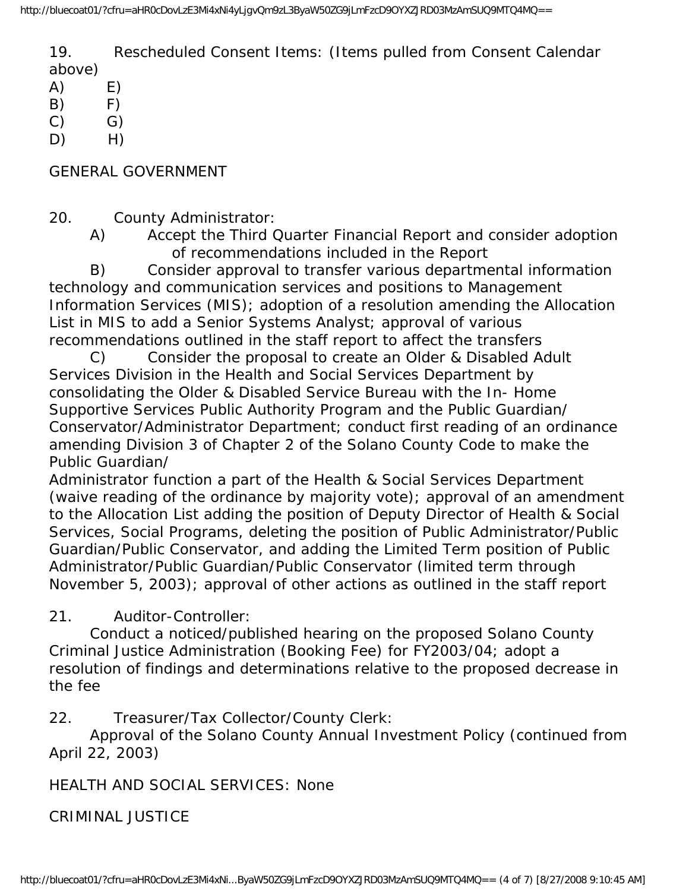19. Rescheduled Consent Items: (Items pulled from Consent Calendar above)

A) E)
B) F)
C) G)
D) H)

GENERAL GOVERNMENT

20. County Administrator:

A) Accept the Third Quarter Financial Report and consider adoption of recommendations included in the Report

B) Consider approval to transfer various departmental information technology and communication services and positions to Management Information Services (MIS); adoption of a resolution amending the Allocation List in MIS to add a Senior Systems Analyst; approval of various recommendations outlined in the staff report to affect the transfers

C) Consider the proposal to create an Older & Disabled Adult Services Division in the Health and Social Services Department by consolidating the Older & Disabled Service Bureau with the In- Home Supportive Services Public Authority Program and the Public Guardian/Conservator/Administrator Department; conduct first reading of an ordinance amending Division 3 of Chapter 2 of the Solano County Code to make the Public Guardian/
Administrator function a part of the Health & Social Services Department (waive reading of the ordinance by majority vote); approval of an amendment to the Allocation List adding the position of Deputy Director of Health & Social Services, Social Programs, deleting the position of Public Administrator/Public Guardian/Public Conservator, and adding the Limited Term position of Public Administrator/Public Guardian/Public Conservator (limited term through November 5, 2003); approval of other actions as outlined in the staff report

21. Auditor-Controller:

Conduct a noticed/published hearing on the proposed Solano County Criminal Justice Administration (Booking Fee) for FY2003/04; adopt a resolution of findings and determinations relative to the proposed decrease in the fee

22. Treasurer/Tax Collector/County Clerk:

Approval of the Solano County Annual Investment Policy (continued from April 22, 2003)

HEALTH AND SOCIAL SERVICES: None

CRIMINAL JUSTICE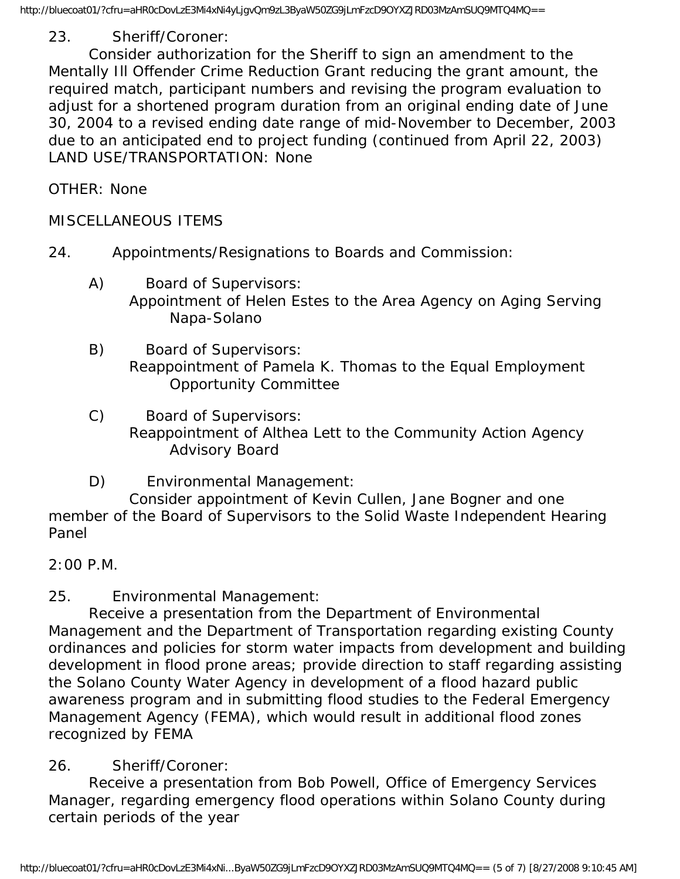23. Sheriff/Coroner:
Consider authorization for the Sheriff to sign an amendment to the Mentally Ill Offender Crime Reduction Grant reducing the grant amount, the required match, participant numbers and revising the program evaluation to adjust for a shortened program duration from an original ending date of June 30, 2004 to a revised ending date range of mid-November to December, 2003 due to an anticipated end to project funding (continued from April 22, 2003)

LAND USE/TRANSPORTATION: None

OTHER: None

MISCELLANEOUS ITEMS

24. Appointments/Resignations to Boards and Commission:

A) Board of Supervisors:
Appointment of Helen Estes to the Area Agency on Aging Serving Napa-Solano

B) Board of Supervisors:
Reappointment of Pamela K. Thomas to the Equal Employment Opportunity Committee

C) Board of Supervisors:
Reappointment of Althea Lett to the Community Action Agency Advisory Board

D) Environmental Management:
Consider appointment of Kevin Cullen, Jane Bogner and one member of the Board of Supervisors to the Solid Waste Independent Hearing Panel

2:00 P.M.

25. Environmental Management:
Receive a presentation from the Department of Environmental Management and the Department of Transportation regarding existing County ordinances and policies for storm water impacts from development and building development in flood prone areas; provide direction to staff regarding assisting the Solano County Water Agency in development of a flood hazard public awareness program and in submitting flood studies to the Federal Emergency Management Agency (FEMA), which would result in additional flood zones recognized by FEMA

26. Sheriff/Coroner:
Receive a presentation from Bob Powell, Office of Emergency Services Manager, regarding emergency flood operations within Solano County during certain periods of the year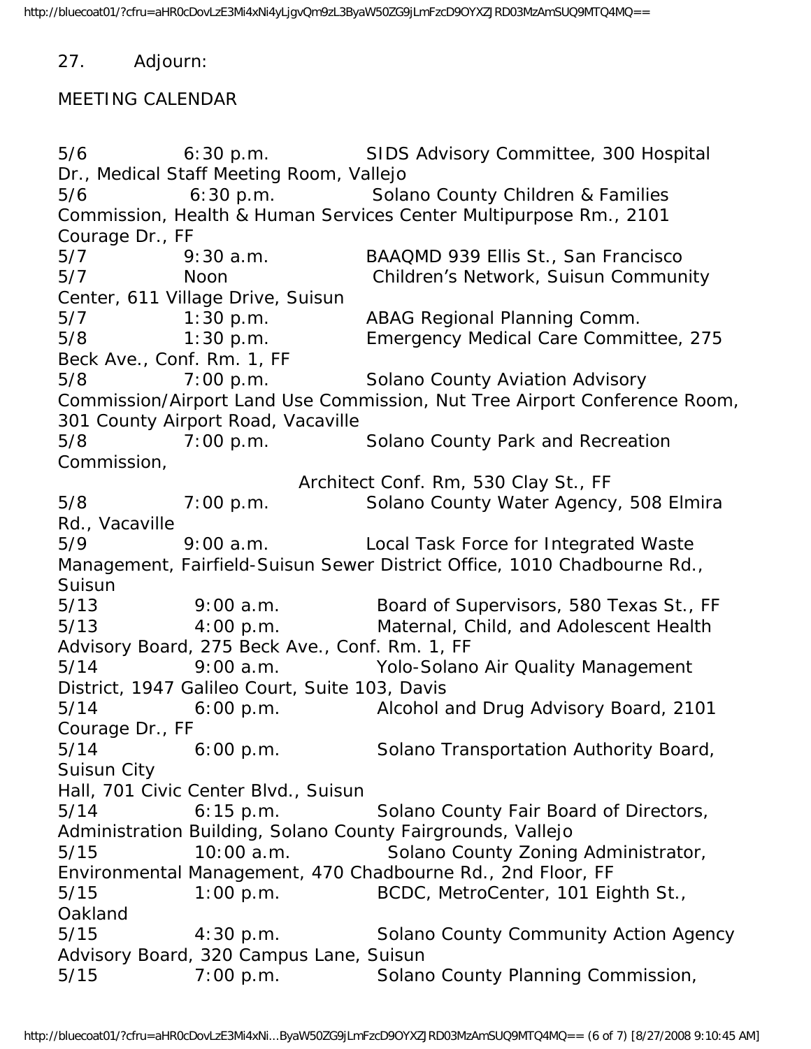27. Adjourn:

MEETING CALENDAR

5/6 6:30 p.m. SIDS Advisory Committee, 300 Hospital Dr., Medical Staff Meeting Room, Vallejo
5/6 6:30 p.m. Solano County Children & Families Commission, Health & Human Services Center Multipurpose Rm., 2101 Courage Dr., FF
5/7 9:30 a.m. BAAQMD 939 Ellis St., San Francisco
5/7 Noon Children's Network, Suisun Community Center, 611 Village Drive, Suisun
5/7 1:30 p.m. ABAG Regional Planning Comm.
5/8 1:30 p.m. Emergency Medical Care Committee, 275 Beck Ave., Conf. Rm. 1, FF
5/8 7:00 p.m. Solano County Aviation Advisory Commission/Airport Land Use Commission, Nut Tree Airport Conference Room, 301 County Airport Road, Vacaville
5/8 7:00 p.m. Solano County Park and Recreation Commission,
Architect Conf. Rm, 530 Clay St., FF
5/8 7:00 p.m. Solano County Water Agency, 508 Elmira Rd., Vacaville
5/9 9:00 a.m. Local Task Force for Integrated Waste Management, Fairfield-Suisun Sewer District Office, 1010 Chadbourne Rd., Suisun
5/13 9:00 a.m. Board of Supervisors, 580 Texas St., FF
5/13 4:00 p.m. Maternal, Child, and Adolescent Health Advisory Board, 275 Beck Ave., Conf. Rm. 1, FF
5/14 9:00 a.m. Yolo-Solano Air Quality Management District, 1947 Galileo Court, Suite 103, Davis
5/14 6:00 p.m. Alcohol and Drug Advisory Board, 2101 Courage Dr., FF
5/14 6:00 p.m. Solano Transportation Authority Board, Suisun City
Hall, 701 Civic Center Blvd., Suisun
5/14 6:15 p.m. Solano County Fair Board of Directors, Administration Building, Solano County Fairgrounds, Vallejo
5/15 10:00 a.m. Solano County Zoning Administrator, Environmental Management, 470 Chadbourne Rd., 2nd Floor, FF
5/15 1:00 p.m. BCDC, MetroCenter, 101 Eighth St., Oakland
5/15 4:30 p.m. Solano County Community Action Agency Advisory Board, 320 Campus Lane, Suisun
5/15 7:00 p.m. Solano County Planning Commission,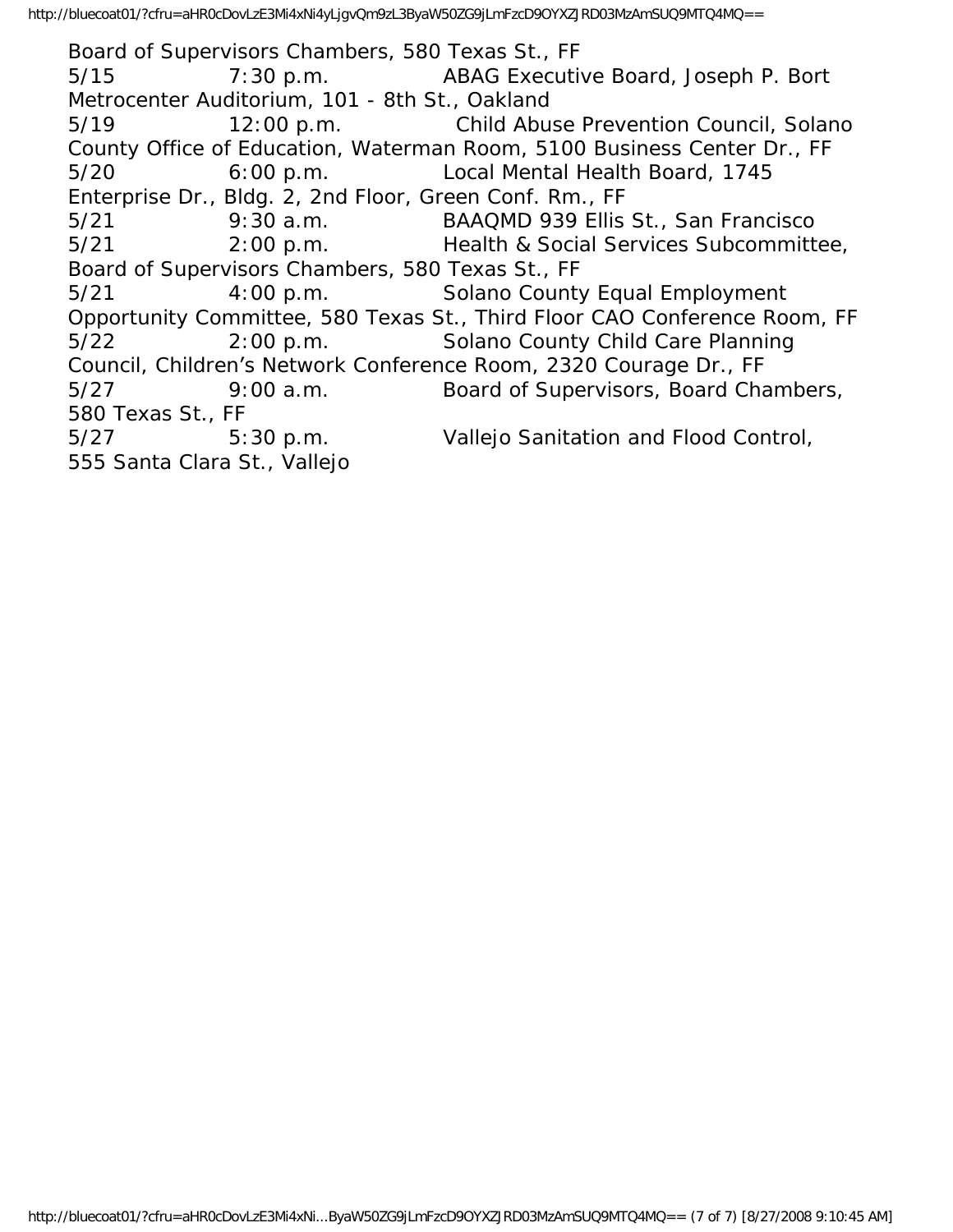Board of Supervisors Chambers, 580 Texas St., FF

5/15 7:30 p.m. ABAG Executive Board, Joseph P. Bort Metrocenter Auditorium, 101 - 8th St., Oakland

5/19 12:00 p.m. Child Abuse Prevention Council, Solano County Office of Education, Waterman Room, 5100 Business Center Dr., FF

5/20 6:00 p.m. Local Mental Health Board, 1745 Enterprise Dr., Bldg. 2, 2nd Floor, Green Conf. Rm., FF

5/21 9:30 a.m. BAAQMD 939 Ellis St., San Francisco

5/21 2:00 p.m. Health & Social Services Subcommittee, Board of Supervisors Chambers, 580 Texas St., FF

5/21 4:00 p.m. Solano County Equal Employment Opportunity Committee, 580 Texas St., Third Floor CAO Conference Room, FF

5/22 2:00 p.m. Solano County Child Care Planning Council, Children's Network Conference Room, 2320 Courage Dr., FF

5/27 9:00 a.m. Board of Supervisors, Board Chambers, 580 Texas St., FF

5/27 5:30 p.m. Vallejo Sanitation and Flood Control, 555 Santa Clara St., Vallejo